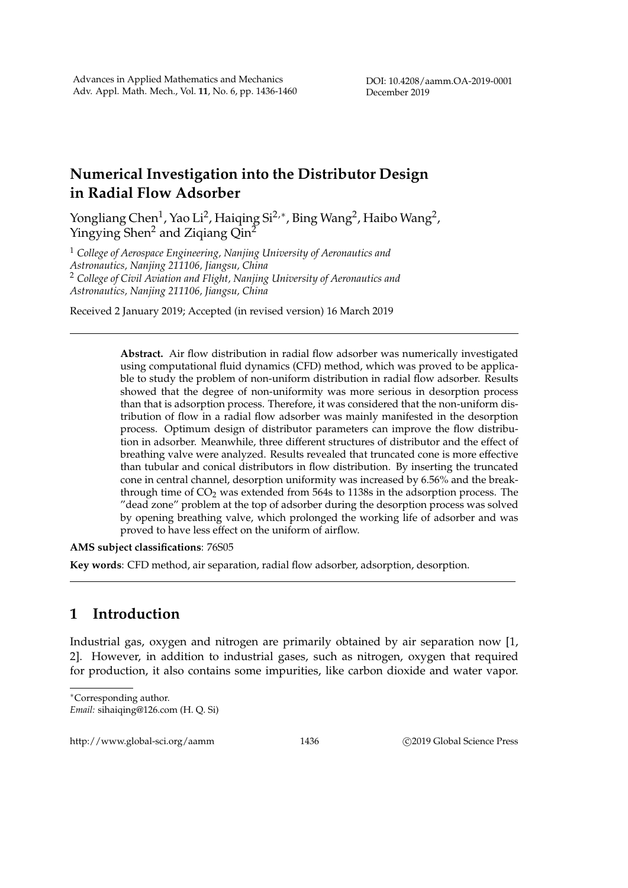# Numerical Investigation into the Distributor Design in Radial Flow Adsorber

Yongliang Chen[1], Yao Li[2], Haiqing Si[2,*], Bing Wang[2], Haibo Wang[2], Yingying Shen[2] and Ziqiang Qin[2]

[1] *College of Aerospace Engineering, Nanjing University of Aeronautics and Astronautics, Nanjing 211106, Jiangsu, China*
[2] *College of Civil Aviation and Flight, Nanjing University of Aeronautics and Astronautics, Nanjing 211106, Jiangsu, China*

Received 2 January 2019; Accepted (in revised version) 16 March 2019

---

**Abstract.** Air flow distribution in radial flow adsorber was numerically investigated using computational fluid dynamics (CFD) method, which was proved to be applicable to study the problem of non-uniform distribution in radial flow adsorber. Results showed that the degree of non-uniformity was more serious in desorption process than that is adsorption process. Therefore, it was considered that the non-uniform distribution of flow in a radial flow adsorber was mainly manifested in the desorption process. Optimum design of distributor parameters can improve the flow distribution in adsorber. Meanwhile, three different structures of distributor and the effect of breathing valve were analyzed. Results revealed that truncated cone is more effective than tubular and conical distributors in flow distribution. By inserting the truncated cone in central channel, desorption uniformity was increased by 6.56% and the breakthrough time of $CO_2$ was extended from 564s to 1138s in the adsorption process. The "dead zone" problem at the top of adsorber during the desorption process was solved by opening breathing valve, which prolonged the working life of adsorber and was proved to have less effect on the uniform of airflow.

**AMS subject classifications**: 76S05

**Key words**: CFD method, air separation, radial flow adsorber, adsorption, desorption.

---

## 1 Introduction

Industrial gas, oxygen and nitrogen are primarily obtained by air separation now [1, 2]. However, in addition to industrial gases, such as nitrogen, oxygen that required for production, it also contains some impurities, like carbon dioxide and water vapor.

---

*Corresponding author.
*Email:* sihaiqing@126.com (H. Q. Si)

http://www.global-sci.org/aamm ©2019 Global Science Press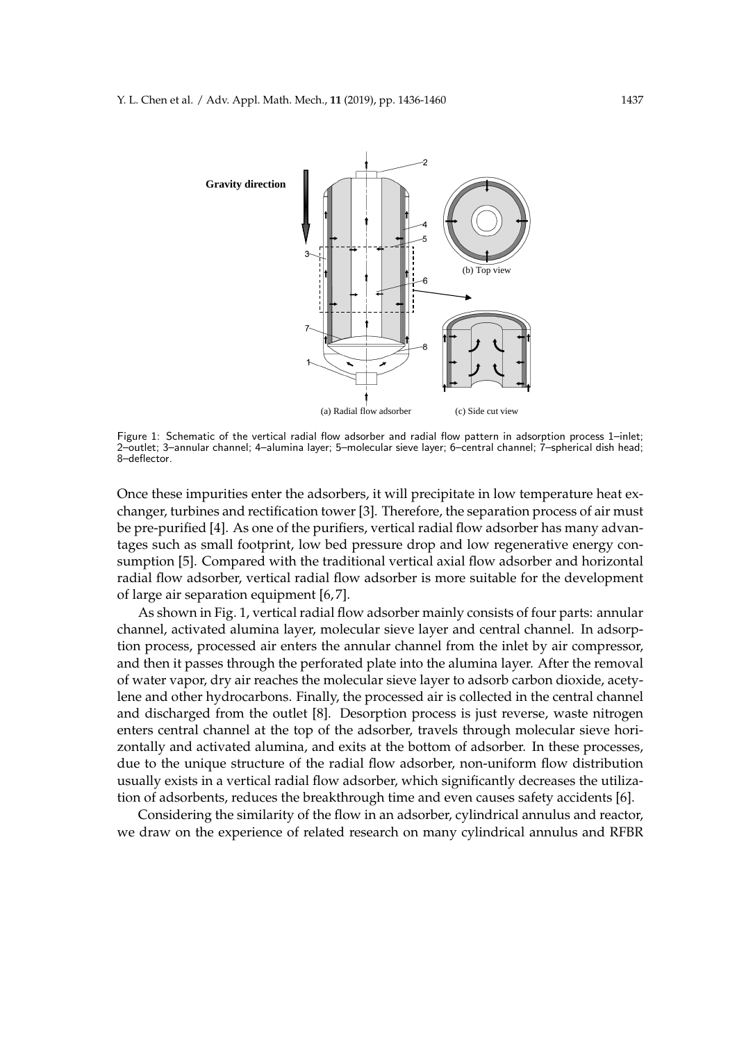Gravity direction

2

4

5

3

6

7

8

1

(a) Radial flow adsorber

(b) Top view

(c) Side cut view

Figure 1: Schematic of the vertical radial flow adsorber and radial flow pattern in adsorption process 1–inlet; 2–outlet; 3–annular channel; 4–alumina layer; 5–molecular sieve layer; 6–central channel; 7–spherical dish head; 8–deflector.

Once these impurities enter the adsorbers, it will precipitate in low temperature heat exchanger, turbines and rectification tower [3]. Therefore, the separation process of air must be pre-purified [4]. As one of the purifiers, vertical radial flow adsorber has many advantages such as small footprint, low bed pressure drop and low regenerative energy consumption [5]. Compared with the traditional vertical axial flow adsorber and horizontal radial flow adsorber, vertical radial flow adsorber is more suitable for the development of large air separation equipment [6,7].

As shown in Fig. 1, vertical radial flow adsorber mainly consists of four parts: annular channel, activated alumina layer, molecular sieve layer and central channel. In adsorption process, processed air enters the annular channel from the inlet by air compressor, and then it passes through the perforated plate into the alumina layer. After the removal of water vapor, dry air reaches the molecular sieve layer to adsorb carbon dioxide, acetylene and other hydrocarbons. Finally, the processed air is collected in the central channel and discharged from the outlet [8]. Desorption process is just reverse, waste nitrogen enters central channel at the top of the adsorber, travels through molecular sieve horizontally and activated alumina, and exits at the bottom of adsorber. In these processes, due to the unique structure of the radial flow adsorber, non-uniform flow distribution usually exists in a vertical radial flow adsorber, which significantly decreases the utilization of adsorbents, reduces the breakthrough time and even causes safety accidents [6].

Considering the similarity of the flow in an adsorber, cylindrical annulus and reactor, we draw on the experience of related research on many cylindrical annulus and RFBR